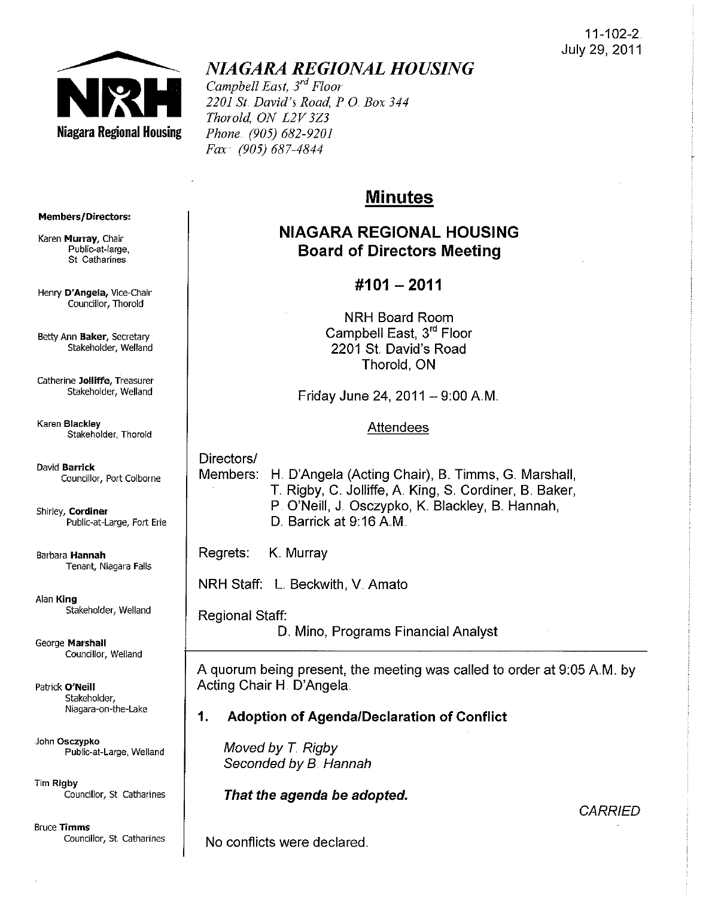11-102-2
July 29, 2011

# NIAGARA REGIONAL HOUSING

*Campbell East, 3rd Floor*
*2201 St. David's Road, P.O. Box 344*
*Thorold, ON L2V 3Z3*
*Phone (905) 682-9201*
*Fax (905) 687-4844*

**Members/Directors:**

Karen **Murray**, Chair
Public-at-large, St Catharines

Henry **D'Angela**, Vice-Chair
Councillor, Thorold

Betty Ann **Baker**, Secretary
Stakeholder, Welland

Catherine **Jolliffe**, Treasurer
Stakeholder, Welland

Karen **Blackley**
Stakeholder, Thorold

David **Barrick**
Councillor, Port Colborne

Shirley, **Cordiner**
Public-at-Large, Fort Erie

Barbara **Hannah**
Tenant, Niagara Falls

Alan **King**
Stakeholder, Welland

George **Marshall**
Councillor, Welland

Patrick **O'Neill**
Stakeholder, Niagara-on-the-Lake

John **Osczypko**
Public-at-Large, Welland

Tim **Rigby**
Councillor, St Catharines

Bruce **Timms**
Councillor, St. Catharines

## Minutes

## NIAGARA REGIONAL HOUSING Board of Directors Meeting

## #101 – 2011

NRH Board Room
Campbell East, 3rd Floor
2201 St. David's Road
Thorold, ON

Friday June 24, 2011 – 9:00 A.M.

Attendees

Directors/
Members: H. D'Angela (Acting Chair), B. Timms, G. Marshall, T. Rigby, C. Jolliffe, A. King, S. Cordiner, B. Baker, P. O'Neill, J. Osczypko, K. Blackley, B. Hannah, D. Barrick at 9:16 A.M.

Regrets: K. Murray

NRH Staff: L. Beckwith, V. Amato

Regional Staff:
D. Mino, Programs Financial Analyst

A quorum being present, the meeting was called to order at 9:05 A.M. by Acting Chair H. D'Angela.

### 1. Adoption of Agenda/Declaration of Conflict

*Moved by T. Rigby*
*Seconded by B. Hannah*

***That the agenda be adopted.***

*CARRIED*

No conflicts were declared.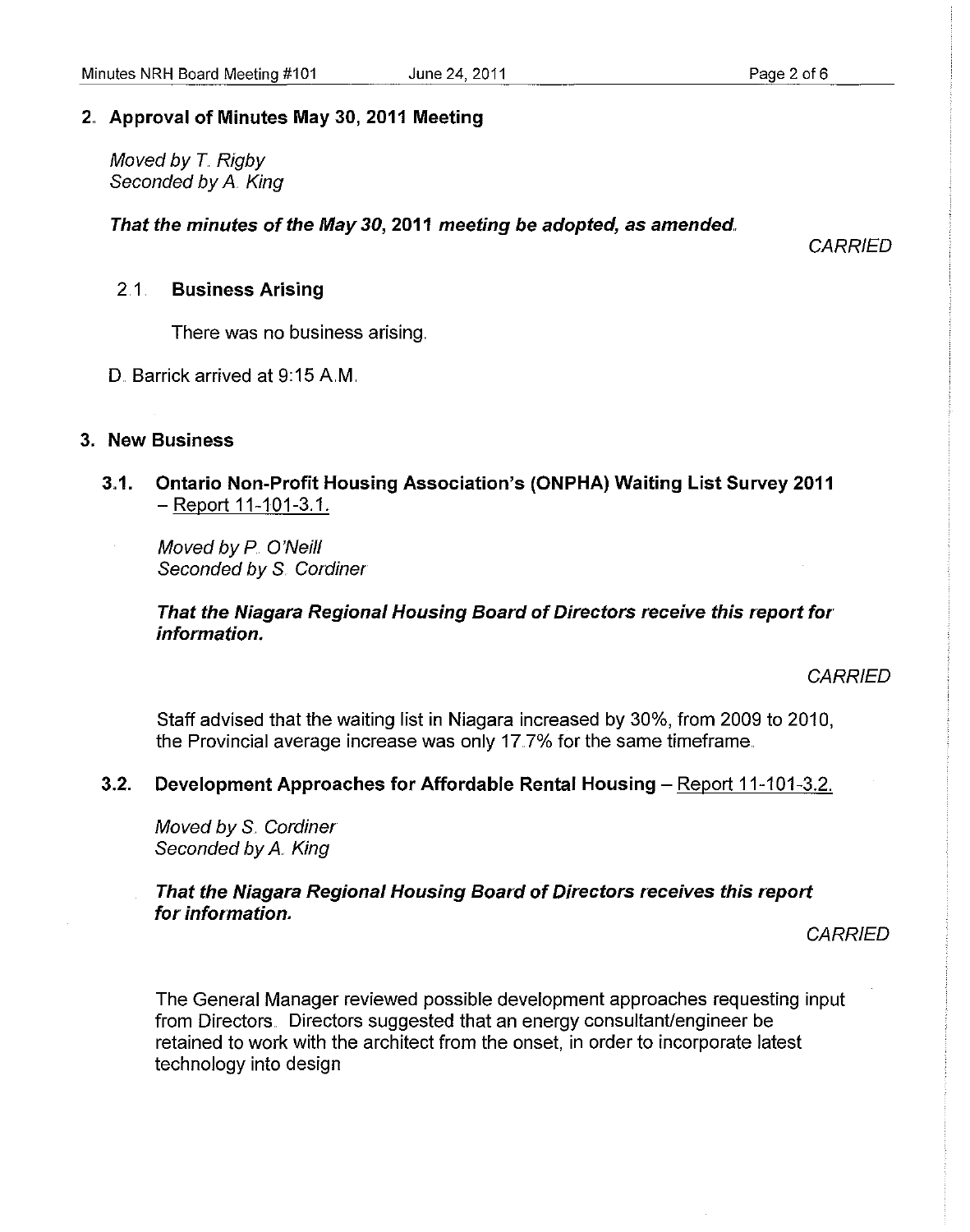## 2. Approval of Minutes May 30, 2011 Meeting

*Moved by T. Rigby*
*Seconded by A. King*

***That the minutes of the May 30, 2011 meeting be adopted, as amended.***

*CARRIED*

### 2.1. Business Arising

There was no business arising.

D. Barrick arrived at 9:15 A.M.

## 3. New Business

### 3.1. Ontario Non-Profit Housing Association's (ONPHA) Waiting List Survey 2011 – Report 11-101-3.1.

*Moved by P. O'Neill*
*Seconded by S. Cordiner*

***That the Niagara Regional Housing Board of Directors receive this report for information.***

*CARRIED*

Staff advised that the waiting list in Niagara increased by 30%, from 2009 to 2010, the Provincial average increase was only 17.7% for the same timeframe.

### 3.2. Development Approaches for Affordable Rental Housing – Report 11-101-3.2.

*Moved by S. Cordiner*
*Seconded by A. King*

***That the Niagara Regional Housing Board of Directors receives this report for information.***

*CARRIED*

The General Manager reviewed possible development approaches requesting input from Directors. Directors suggested that an energy consultant/engineer be retained to work with the architect from the onset, in order to incorporate latest technology into design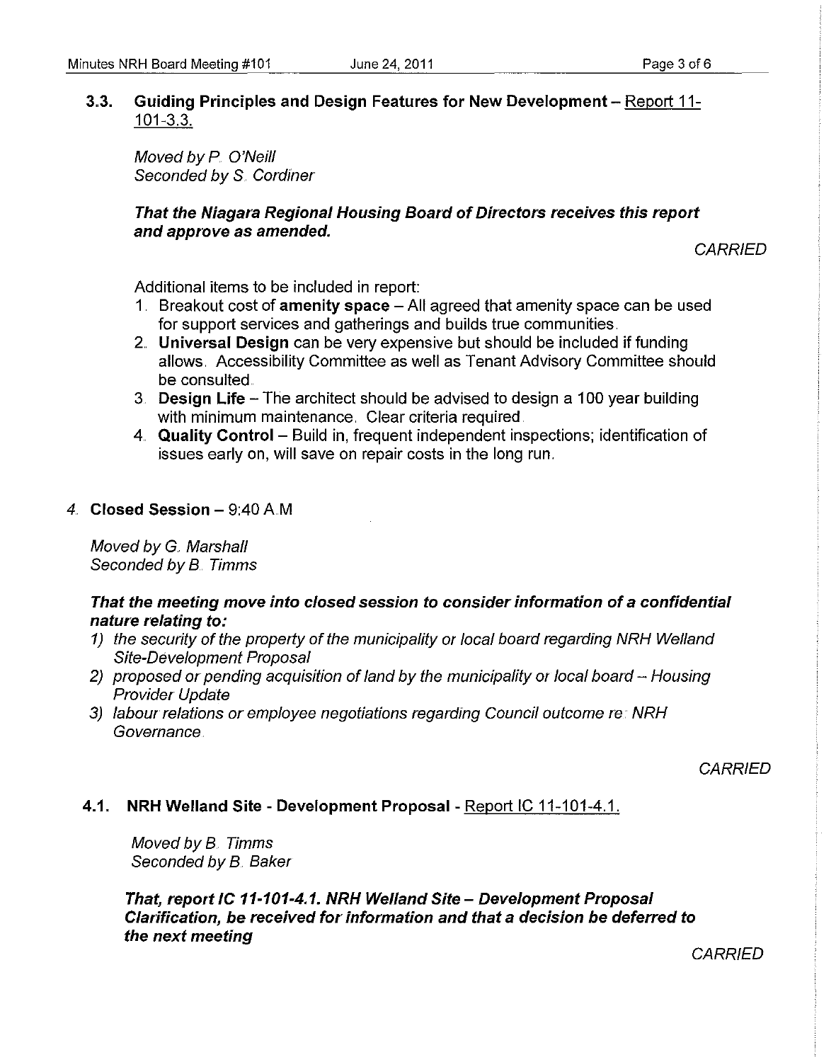### 3.3. Guiding Principles and Design Features for New Development – Report 11-101-3.3.

*Moved by P. O'Neill*
*Seconded by S. Cordiner*

***That the Niagara Regional Housing Board of Directors receives this report and approve as amended.***

*CARRIED*

Additional items to be included in report:

1. Breakout cost of **amenity space** – All agreed that amenity space can be used for support services and gatherings and builds true communities.
2. **Universal Design** can be very expensive but should be included if funding allows. Accessibility Committee as well as Tenant Advisory Committee should be consulted.
3. **Design Life** – The architect should be advised to design a 100 year building with minimum maintenance. Clear criteria required.
4. **Quality Control** – Build in, frequent independent inspections; identification of issues early on, will save on repair costs in the long run.

## 4. Closed Session – 9:40 A.M

*Moved by G. Marshall*
*Seconded by B. Timms*

***That the meeting move into closed session to consider information of a confidential nature relating to:***

*1) the security of the property of the municipality or local board regarding NRH Welland Site-Development Proposal*
*2) proposed or pending acquisition of land by the municipality or local board – Housing Provider Update*
*3) labour relations or employee negotiations regarding Council outcome re: NRH Governance.*

*CARRIED*

### 4.1. NRH Welland Site - Development Proposal - Report IC 11-101-4.1.

*Moved by B. Timms*
*Seconded by B. Baker*

***That, report IC 11-101-4.1. NRH Welland Site – Development Proposal Clarification, be received for information and that a decision be deferred to the next meeting***

*CARRIED*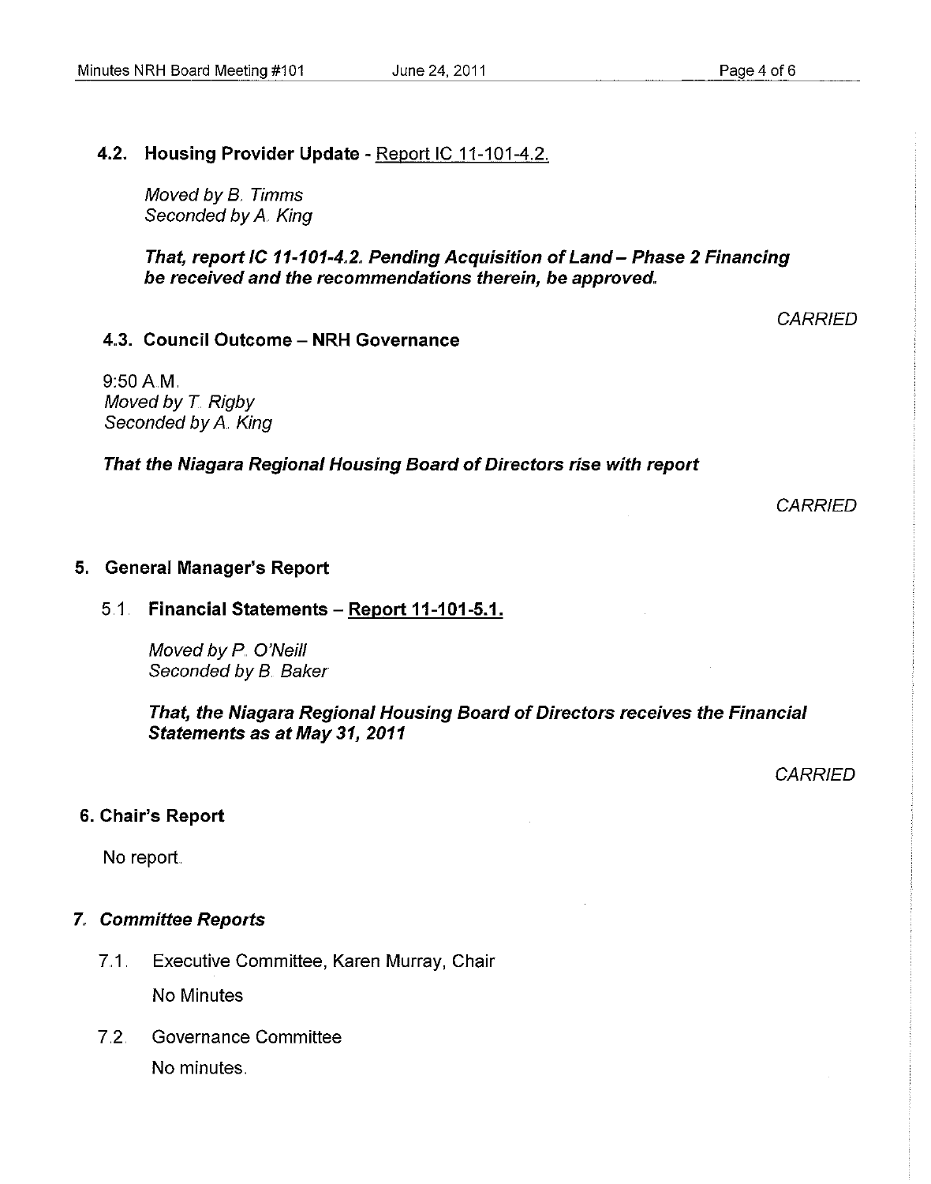### 4.2. Housing Provider Update - Report IC 11-101-4.2.

*Moved by B. Timms*
*Seconded by A. King*

***That, report IC 11-101-4.2. Pending Acquisition of Land – Phase 2 Financing be received and the recommendations therein, be approved.***

*CARRIED*

### 4.3. Council Outcome – NRH Governance

9:50 A.M.
*Moved by T. Rigby*
*Seconded by A. King*

***That the Niagara Regional Housing Board of Directors rise with report***

*CARRIED*

## 5. General Manager's Report

### 5.1. Financial Statements – Report 11-101-5.1.

*Moved by P. O'Neill*
*Seconded by B. Baker*

***That, the Niagara Regional Housing Board of Directors receives the Financial Statements as at May 31, 2011***

*CARRIED*

## 6. Chair's Report

No report.

## *7. Committee Reports*

7.1. Executive Committee, Karen Murray, Chair

No Minutes

7.2. Governance Committee

No minutes.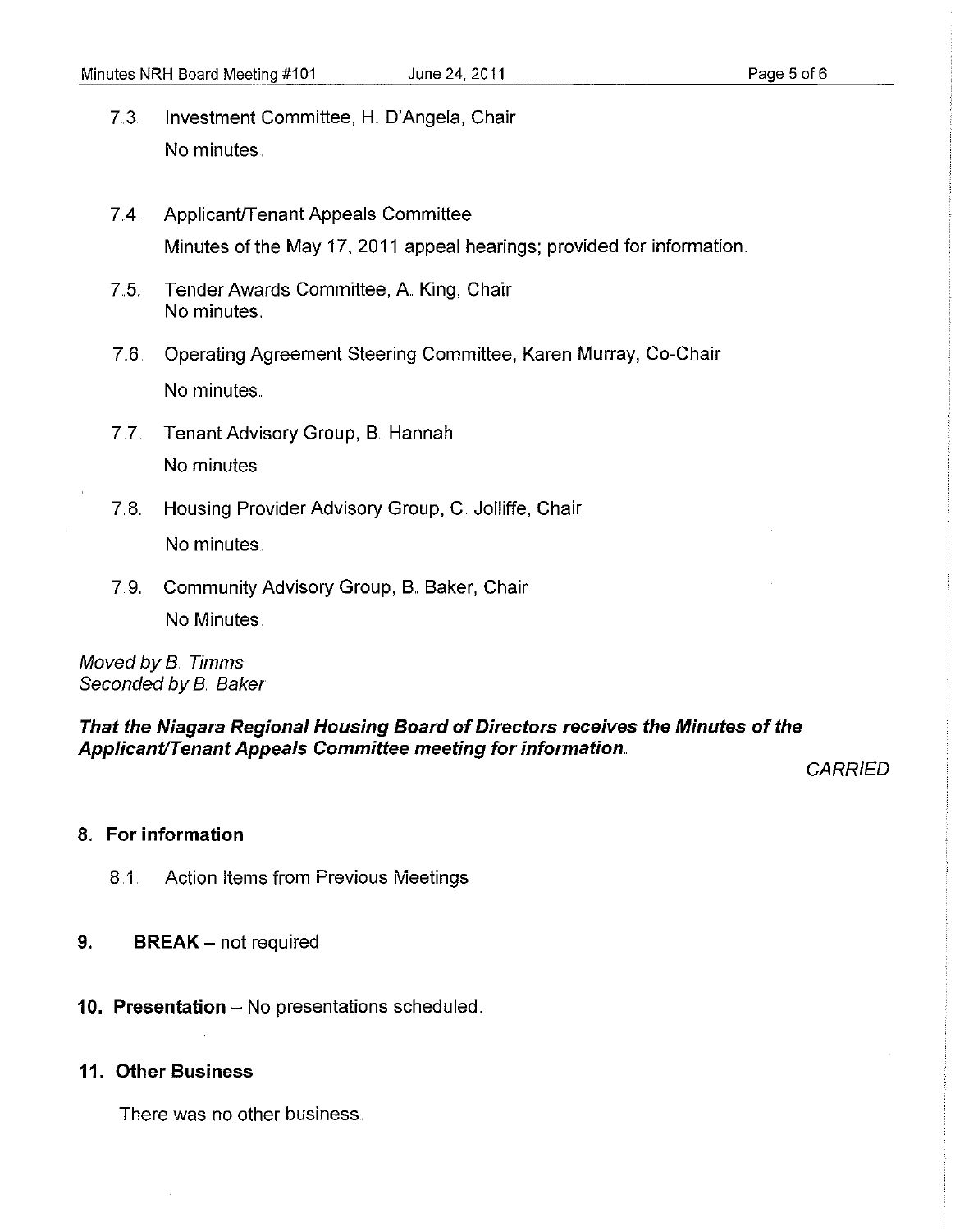7.3. Investment Committee, H. D'Angela, Chair

No minutes.

7.4. Applicant/Tenant Appeals Committee

Minutes of the May 17, 2011 appeal hearings; provided for information.

7.5. Tender Awards Committee, A. King, Chair

No minutes.

7.6. Operating Agreement Steering Committee, Karen Murray, Co-Chair

No minutes.

7.7. Tenant Advisory Group, B. Hannah

No minutes

7.8. Housing Provider Advisory Group, C. Jolliffe, Chair

No minutes.

7.9. Community Advisory Group, B. Baker, Chair

No Minutes.

*Moved by B. Timms*
*Seconded by B. Baker*

***That the Niagara Regional Housing Board of Directors receives the Minutes of the Applicant/Tenant Appeals Committee meeting for information.***

*CARRIED*

## 8. For information

8.1. Action Items from Previous Meetings

## 9. BREAK – not required

## 10. Presentation – No presentations scheduled.

## 11. Other Business

There was no other business.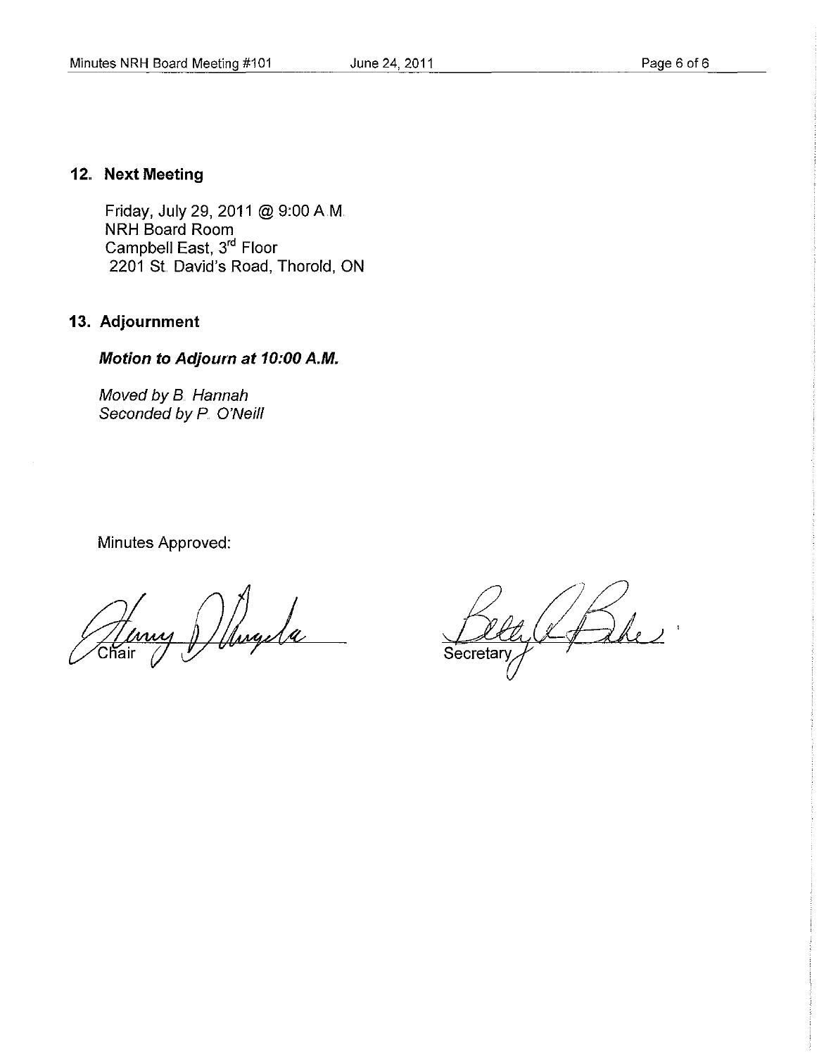## 12. Next Meeting

Friday, July 29, 2011 @ 9:00 A.M.
NRH Board Room
Campbell East, 3rd Floor
2201 St. David's Road, Thorold, ON

## 13. Adjournment

***Motion to Adjourn at 10:00 A.M.***

*Moved by B. Hannah*
*Seconded by P. O'Neill*

Minutes Approved:

Chair

Secretary